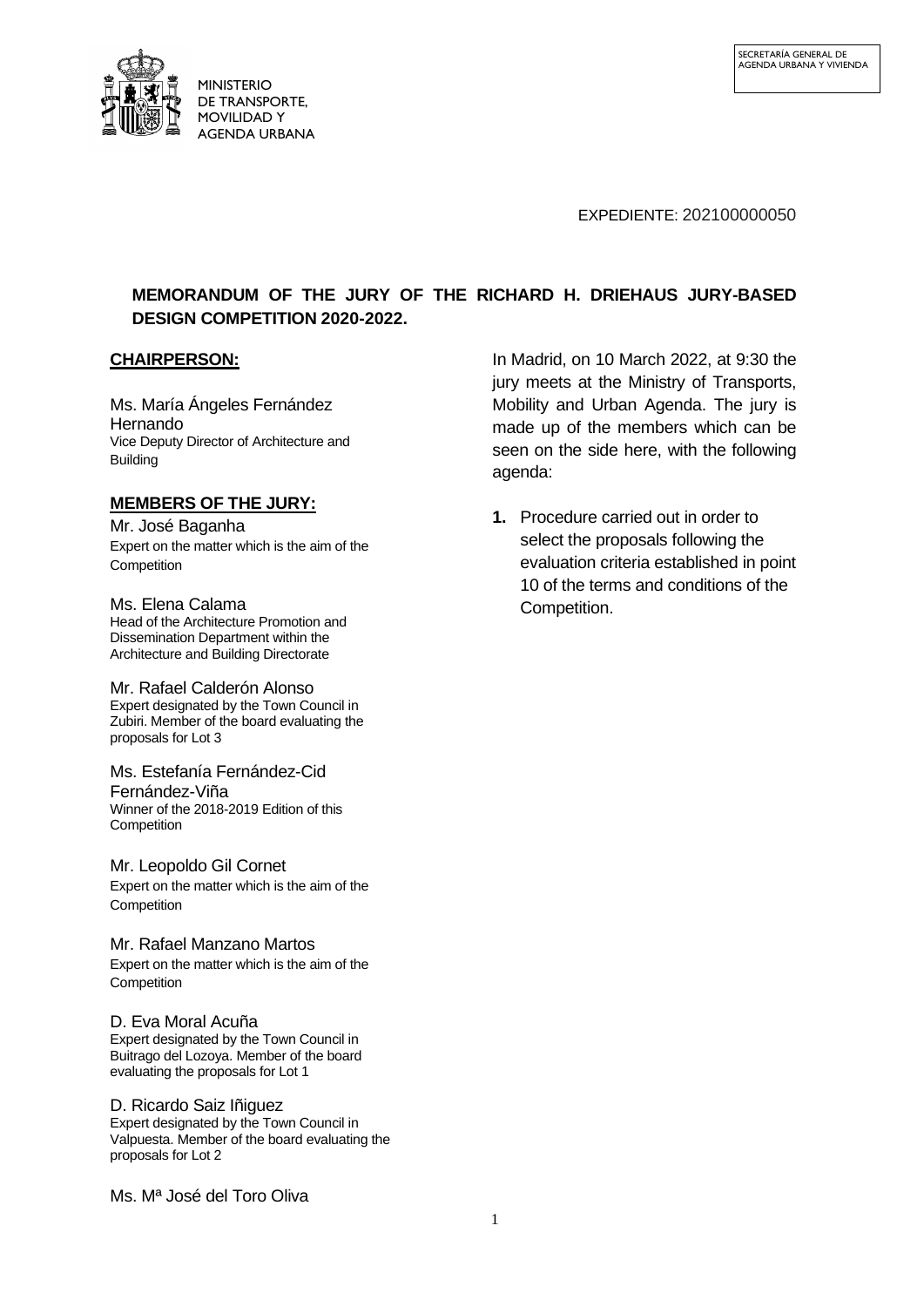MINISTERIO DE TRANSPORTE, MOVILIDAD Y AGENDA URBANA

SECRETARÍA GENERAL DE AGENDA URBANA Y VIVIENDA

EXPEDIENTE: 202100000050

## MEMORANDUM OF THE JURY OF THE RICHARD H. DRIEHAUS JURY-BASED DESIGN COMPETITION 2020-2022.

**CHAIRPERSON:**

Ms. María Ángeles Fernández Hernando
Vice Deputy Director of Architecture and Building

**MEMBERS OF THE JURY:**

Mr. José Baganha
Expert on the matter which is the aim of the Competition

Ms. Elena Calama
Head of the Architecture Promotion and Dissemination Department within the Architecture and Building Directorate

Mr. Rafael Calderón Alonso
Expert designated by the Town Council in Zubiri. Member of the board evaluating the proposals for Lot 3

Ms. Estefanía Fernández-Cid Fernández-Viña
Winner of the 2018-2019 Edition of this Competition

Mr. Leopoldo Gil Cornet
Expert on the matter which is the aim of the Competition

Mr. Rafael Manzano Martos
Expert on the matter which is the aim of the Competition

D. Eva Moral Acuña
Expert designated by the Town Council in Buitrago del Lozoya. Member of the board evaluating the proposals for Lot 1

D. Ricardo Saiz Iñiguez
Expert designated by the Town Council in Valpuesta. Member of the board evaluating the proposals for Lot 2

Ms. Mª José del Toro Oliva

In Madrid, on 10 March 2022, at 9:30 the jury meets at the Ministry of Transports, Mobility and Urban Agenda. The jury is made up of the members which can be seen on the side here, with the following agenda:

1. Procedure carried out in order to select the proposals following the evaluation criteria established in point 10 of the terms and conditions of the Competition.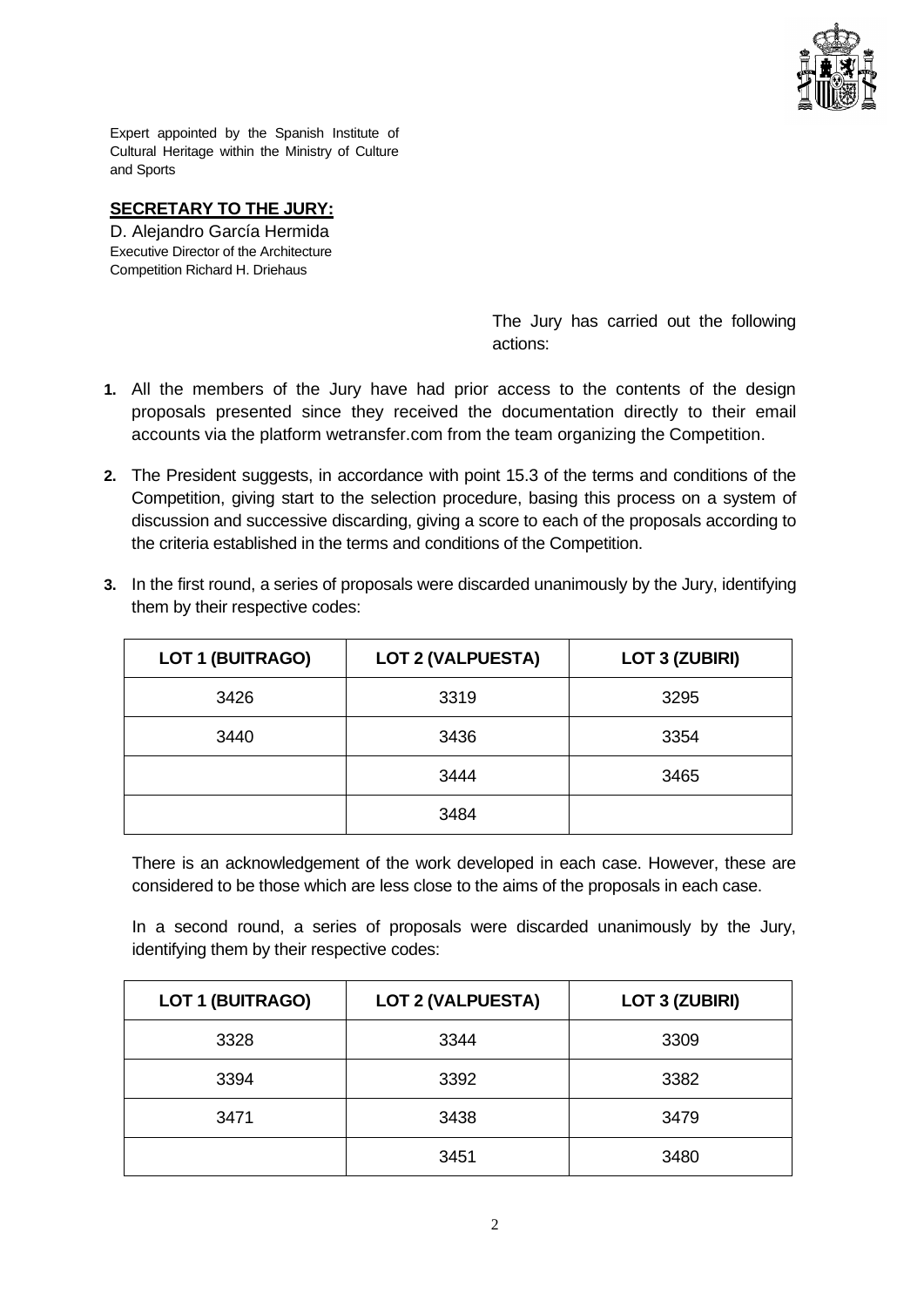Expert appointed by the Spanish Institute of Cultural Heritage within the Ministry of Culture and Sports

**SECRETARY TO THE JURY:**

D. Alejandro García Hermida
Executive Director of the Architecture Competition Richard H. Driehaus

The Jury has carried out the following actions:

1. All the members of the Jury have had prior access to the contents of the design proposals presented since they received the documentation directly to their email accounts via the platform wetransfer.com from the team organizing the Competition.

2. The President suggests, in accordance with point 15.3 of the terms and conditions of the Competition, giving start to the selection procedure, basing this process on a system of discussion and successive discarding, giving a score to each of the proposals according to the criteria established in the terms and conditions of the Competition.

3. In the first round, a series of proposals were discarded unanimously by the Jury, identifying them by their respective codes:

| LOT 1 (BUITRAGO) | LOT 2 (VALPUESTA) | LOT 3 (ZUBIRI) |
|---|---|---|
| 3426 | 3319 | 3295 |
| 3440 | 3436 | 3354 |
| | 3444 | 3465 |
| | 3484 | |

There is an acknowledgement of the work developed in each case. However, these are considered to be those which are less close to the aims of the proposals in each case.

In a second round, a series of proposals were discarded unanimously by the Jury, identifying them by their respective codes:

| LOT 1 (BUITRAGO) | LOT 2 (VALPUESTA) | LOT 3 (ZUBIRI) |
|---|---|---|
| 3328 | 3344 | 3309 |
| 3394 | 3392 | 3382 |
| 3471 | 3438 | 3479 |
| | 3451 | 3480 |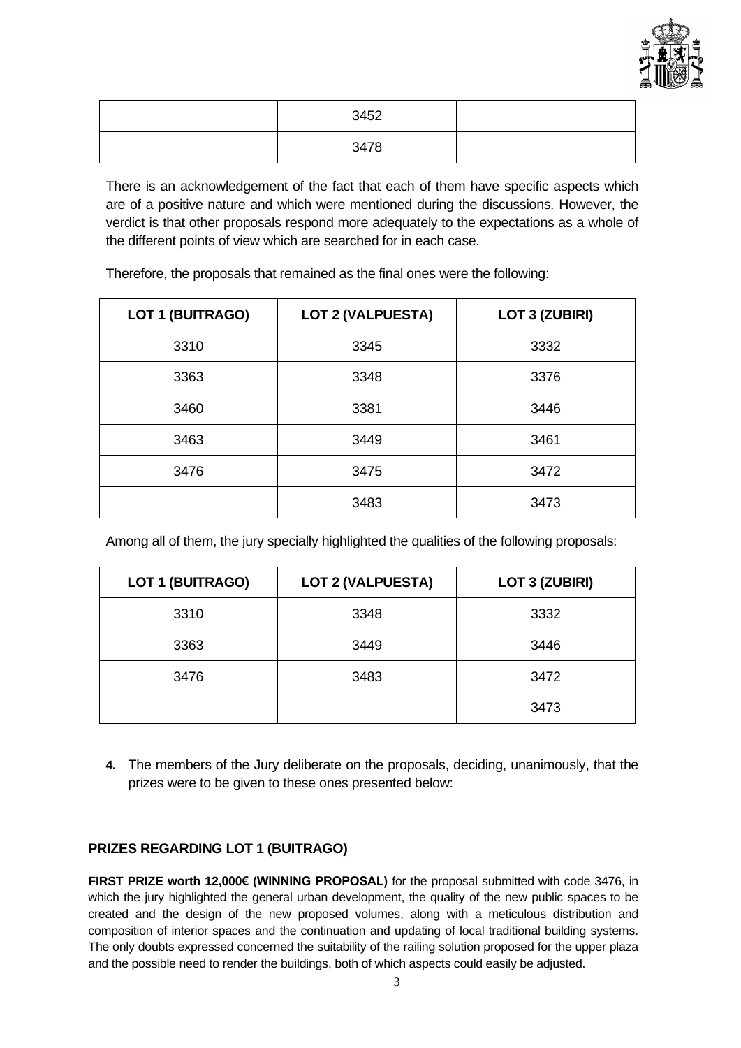| | | |
|---|---|---|
| | 3452 | |
| | 3478 | |

There is an acknowledgement of the fact that each of them have specific aspects which are of a positive nature and which were mentioned during the discussions. However, the verdict is that other proposals respond more adequately to the expectations as a whole of the different points of view which are searched for in each case.

Therefore, the proposals that remained as the final ones were the following:

| LOT 1 (BUITRAGO) | LOT 2 (VALPUESTA) | LOT 3 (ZUBIRI) |
|---|---|---|
| 3310 | 3345 | 3332 |
| 3363 | 3348 | 3376 |
| 3460 | 3381 | 3446 |
| 3463 | 3449 | 3461 |
| 3476 | 3475 | 3472 |
| | 3483 | 3473 |

Among all of them, the jury specially highlighted the qualities of the following proposals:

| LOT 1 (BUITRAGO) | LOT 2 (VALPUESTA) | LOT 3 (ZUBIRI) |
|---|---|---|
| 3310 | 3348 | 3332 |
| 3363 | 3449 | 3446 |
| 3476 | 3483 | 3472 |
| | | 3473 |

**4.** The members of the Jury deliberate on the proposals, deciding, unanimously, that the prizes were to be given to these ones presented below:

**PRIZES REGARDING LOT 1 (BUITRAGO)**

**FIRST PRIZE worth 12,000€ (WINNING PROPOSAL)** for the proposal submitted with code 3476, in which the jury highlighted the general urban development, the quality of the new public spaces to be created and the design of the new proposed volumes, along with a meticulous distribution and composition of interior spaces and the continuation and updating of local traditional building systems. The only doubts expressed concerned the suitability of the railing solution proposed for the upper plaza and the possible need to render the buildings, both of which aspects could easily be adjusted.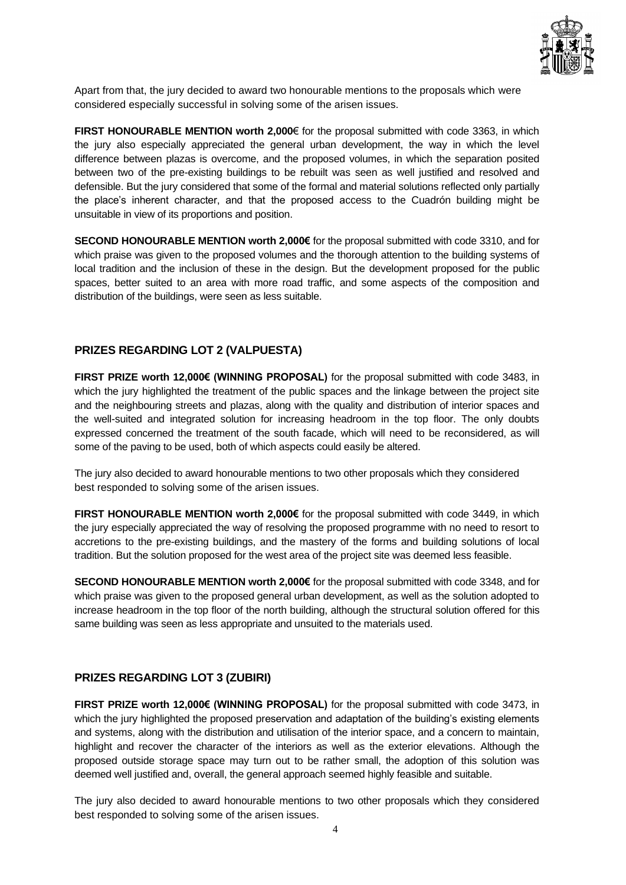Apart from that, the jury decided to award two honourable mentions to the proposals which were considered especially successful in solving some of the arisen issues.

**FIRST HONOURABLE MENTION worth 2,000**€ for the proposal submitted with code 3363, in which the jury also especially appreciated the general urban development, the way in which the level difference between plazas is overcome, and the proposed volumes, in which the separation posited between two of the pre-existing buildings to be rebuilt was seen as well justified and resolved and defensible. But the jury considered that some of the formal and material solutions reflected only partially the place's inherent character, and that the proposed access to the Cuadrón building might be unsuitable in view of its proportions and position.

**SECOND HONOURABLE MENTION worth 2,000€** for the proposal submitted with code 3310, and for which praise was given to the proposed volumes and the thorough attention to the building systems of local tradition and the inclusion of these in the design. But the development proposed for the public spaces, better suited to an area with more road traffic, and some aspects of the composition and distribution of the buildings, were seen as less suitable.

## PRIZES REGARDING LOT 2 (VALPUESTA)

**FIRST PRIZE worth 12,000€ (WINNING PROPOSAL)** for the proposal submitted with code 3483, in which the jury highlighted the treatment of the public spaces and the linkage between the project site and the neighbouring streets and plazas, along with the quality and distribution of interior spaces and the well-suited and integrated solution for increasing headroom in the top floor. The only doubts expressed concerned the treatment of the south facade, which will need to be reconsidered, as will some of the paving to be used, both of which aspects could easily be altered.

The jury also decided to award honourable mentions to two other proposals which they considered best responded to solving some of the arisen issues.

**FIRST HONOURABLE MENTION worth 2,000€** for the proposal submitted with code 3449, in which the jury especially appreciated the way of resolving the proposed programme with no need to resort to accretions to the pre-existing buildings, and the mastery of the forms and building solutions of local tradition. But the solution proposed for the west area of the project site was deemed less feasible.

**SECOND HONOURABLE MENTION worth 2,000€** for the proposal submitted with code 3348, and for which praise was given to the proposed general urban development, as well as the solution adopted to increase headroom in the top floor of the north building, although the structural solution offered for this same building was seen as less appropriate and unsuited to the materials used.

## PRIZES REGARDING LOT 3 (ZUBIRI)

**FIRST PRIZE worth 12,000€ (WINNING PROPOSAL)** for the proposal submitted with code 3473, in which the jury highlighted the proposed preservation and adaptation of the building's existing elements and systems, along with the distribution and utilisation of the interior space, and a concern to maintain, highlight and recover the character of the interiors as well as the exterior elevations. Although the proposed outside storage space may turn out to be rather small, the adoption of this solution was deemed well justified and, overall, the general approach seemed highly feasible and suitable.

The jury also decided to award honourable mentions to two other proposals which they considered best responded to solving some of the arisen issues.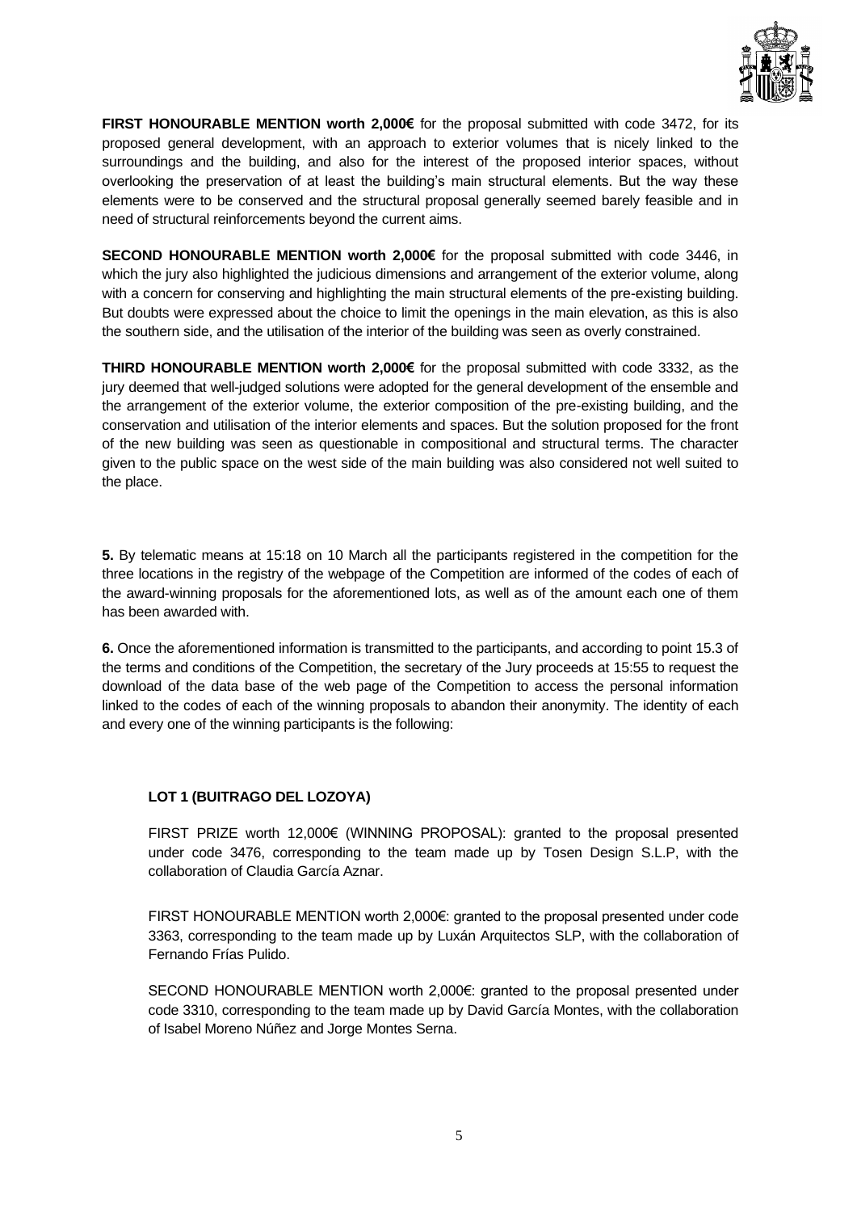**FIRST HONOURABLE MENTION worth 2,000€** for the proposal submitted with code 3472, for its proposed general development, with an approach to exterior volumes that is nicely linked to the surroundings and the building, and also for the interest of the proposed interior spaces, without overlooking the preservation of at least the building's main structural elements. But the way these elements were to be conserved and the structural proposal generally seemed barely feasible and in need of structural reinforcements beyond the current aims.

**SECOND HONOURABLE MENTION worth 2,000€** for the proposal submitted with code 3446, in which the jury also highlighted the judicious dimensions and arrangement of the exterior volume, along with a concern for conserving and highlighting the main structural elements of the pre-existing building. But doubts were expressed about the choice to limit the openings in the main elevation, as this is also the southern side, and the utilisation of the interior of the building was seen as overly constrained.

**THIRD HONOURABLE MENTION worth 2,000€** for the proposal submitted with code 3332, as the jury deemed that well-judged solutions were adopted for the general development of the ensemble and the arrangement of the exterior volume, the exterior composition of the pre-existing building, and the conservation and utilisation of the interior elements and spaces. But the solution proposed for the front of the new building was seen as questionable in compositional and structural terms. The character given to the public space on the west side of the main building was also considered not well suited to the place.

**5.** By telematic means at 15:18 on 10 March all the participants registered in the competition for the three locations in the registry of the webpage of the Competition are informed of the codes of each of the award-winning proposals for the aforementioned lots, as well as of the amount each one of them has been awarded with.

**6.** Once the aforementioned information is transmitted to the participants, and according to point 15.3 of the terms and conditions of the Competition, the secretary of the Jury proceeds at 15:55 to request the download of the data base of the web page of the Competition to access the personal information linked to the codes of each of the winning proposals to abandon their anonymity. The identity of each and every one of the winning participants is the following:

**LOT 1 (BUITRAGO DEL LOZOYA)**

FIRST PRIZE worth 12,000€ (WINNING PROPOSAL): granted to the proposal presented under code 3476, corresponding to the team made up by Tosen Design S.L.P, with the collaboration of Claudia García Aznar.

FIRST HONOURABLE MENTION worth 2,000€: granted to the proposal presented under code 3363, corresponding to the team made up by Luxán Arquitectos SLP, with the collaboration of Fernando Frías Pulido.

SECOND HONOURABLE MENTION worth 2,000€: granted to the proposal presented under code 3310, corresponding to the team made up by David García Montes, with the collaboration of Isabel Moreno Núñez and Jorge Montes Serna.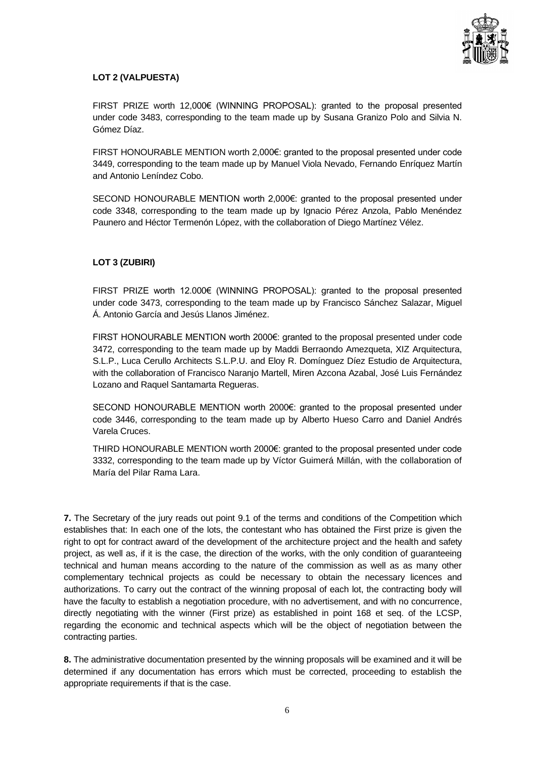**LOT 2 (VALPUESTA)**

FIRST PRIZE worth 12,000€ (WINNING PROPOSAL): granted to the proposal presented under code 3483, corresponding to the team made up by Susana Granizo Polo and Silvia N. Gómez Díaz.

FIRST HONOURABLE MENTION worth 2,000€: granted to the proposal presented under code 3449, corresponding to the team made up by Manuel Viola Nevado, Fernando Enríquez Martín and Antonio Leníndez Cobo.

SECOND HONOURABLE MENTION worth 2,000€: granted to the proposal presented under code 3348, corresponding to the team made up by Ignacio Pérez Anzola, Pablo Menéndez Paunero and Héctor Termenón López, with the collaboration of Diego Martínez Vélez.

**LOT 3 (ZUBIRI)**

FIRST PRIZE worth 12.000€ (WINNING PROPOSAL): granted to the proposal presented under code 3473, corresponding to the team made up by Francisco Sánchez Salazar, Miguel Á. Antonio García and Jesús Llanos Jiménez.

FIRST HONOURABLE MENTION worth 2000€: granted to the proposal presented under code 3472, corresponding to the team made up by Maddi Berraondo Amezqueta, XIZ Arquitectura, S.L.P., Luca Cerullo Architects S.L.P.U. and Eloy R. Domínguez Díez Estudio de Arquitectura, with the collaboration of Francisco Naranjo Martell, Miren Azcona Azabal, José Luis Fernández Lozano and Raquel Santamarta Regueras.

SECOND HONOURABLE MENTION worth 2000€: granted to the proposal presented under code 3446, corresponding to the team made up by Alberto Hueso Carro and Daniel Andrés Varela Cruces.

THIRD HONOURABLE MENTION worth 2000€: granted to the proposal presented under code 3332, corresponding to the team made up by Víctor Guimerá Millán, with the collaboration of María del Pilar Rama Lara.

**7.** The Secretary of the jury reads out point 9.1 of the terms and conditions of the Competition which establishes that: In each one of the lots, the contestant who has obtained the First prize is given the right to opt for contract award of the development of the architecture project and the health and safety project, as well as, if it is the case, the direction of the works, with the only condition of guaranteeing technical and human means according to the nature of the commission as well as as many other complementary technical projects as could be necessary to obtain the necessary licences and authorizations. To carry out the contract of the winning proposal of each lot, the contracting body will have the faculty to establish a negotiation procedure, with no advertisement, and with no concurrence, directly negotiating with the winner (First prize) as established in point 168 et seq. of the LCSP, regarding the economic and technical aspects which will be the object of negotiation between the contracting parties.

**8.** The administrative documentation presented by the winning proposals will be examined and it will be determined if any documentation has errors which must be corrected, proceeding to establish the appropriate requirements if that is the case.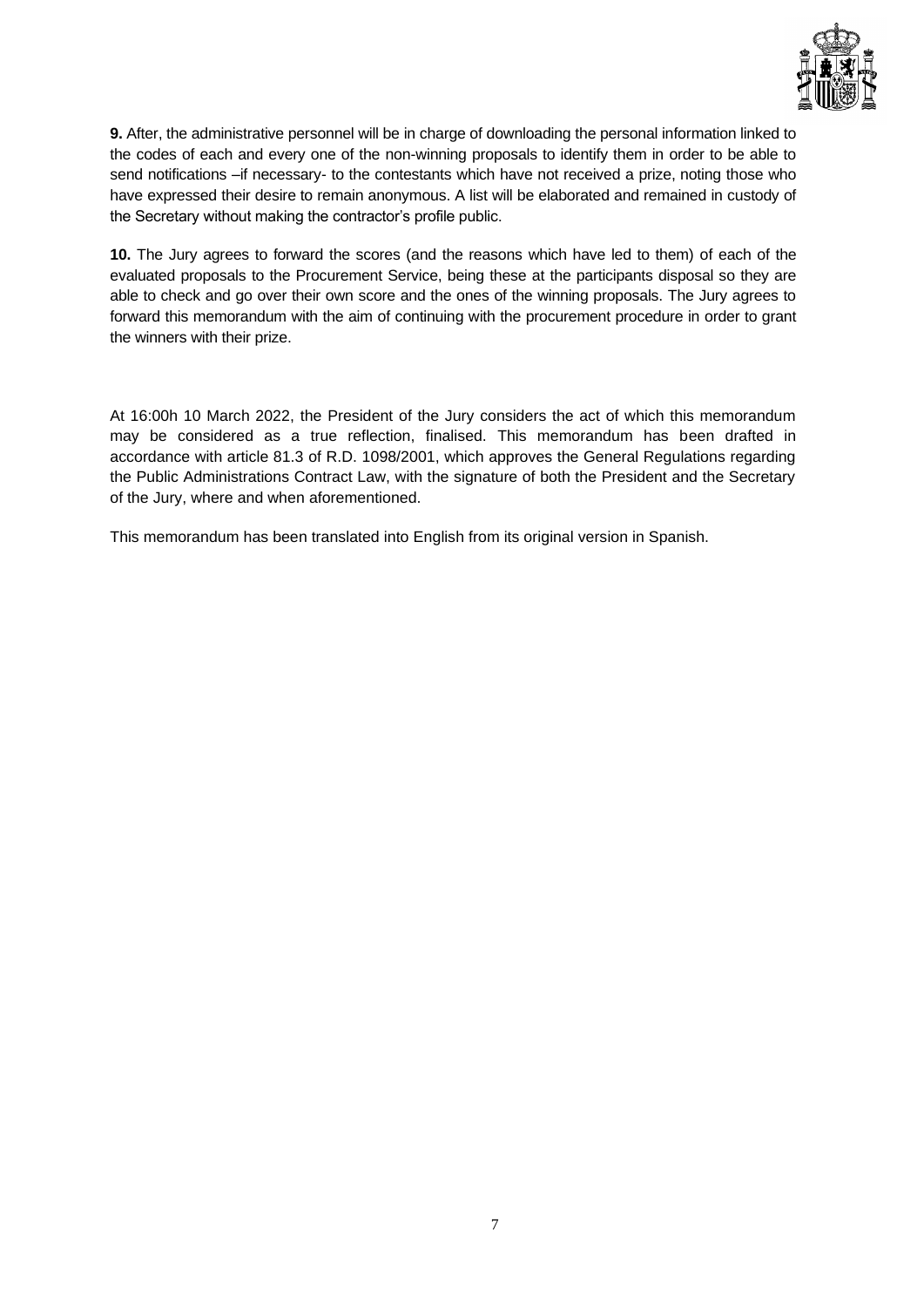**9.** After, the administrative personnel will be in charge of downloading the personal information linked to the codes of each and every one of the non-winning proposals to identify them in order to be able to send notifications –if necessary- to the contestants which have not received a prize, noting those who have expressed their desire to remain anonymous. A list will be elaborated and remained in custody of the Secretary without making the contractor's profile public.

**10.** The Jury agrees to forward the scores (and the reasons which have led to them) of each of the evaluated proposals to the Procurement Service, being these at the participants disposal so they are able to check and go over their own score and the ones of the winning proposals. The Jury agrees to forward this memorandum with the aim of continuing with the procurement procedure in order to grant the winners with their prize.

At 16:00h 10 March 2022, the President of the Jury considers the act of which this memorandum may be considered as a true reflection, finalised. This memorandum has been drafted in accordance with article 81.3 of R.D. 1098/2001, which approves the General Regulations regarding the Public Administrations Contract Law, with the signature of both the President and the Secretary of the Jury, where and when aforementioned.

This memorandum has been translated into English from its original version in Spanish.